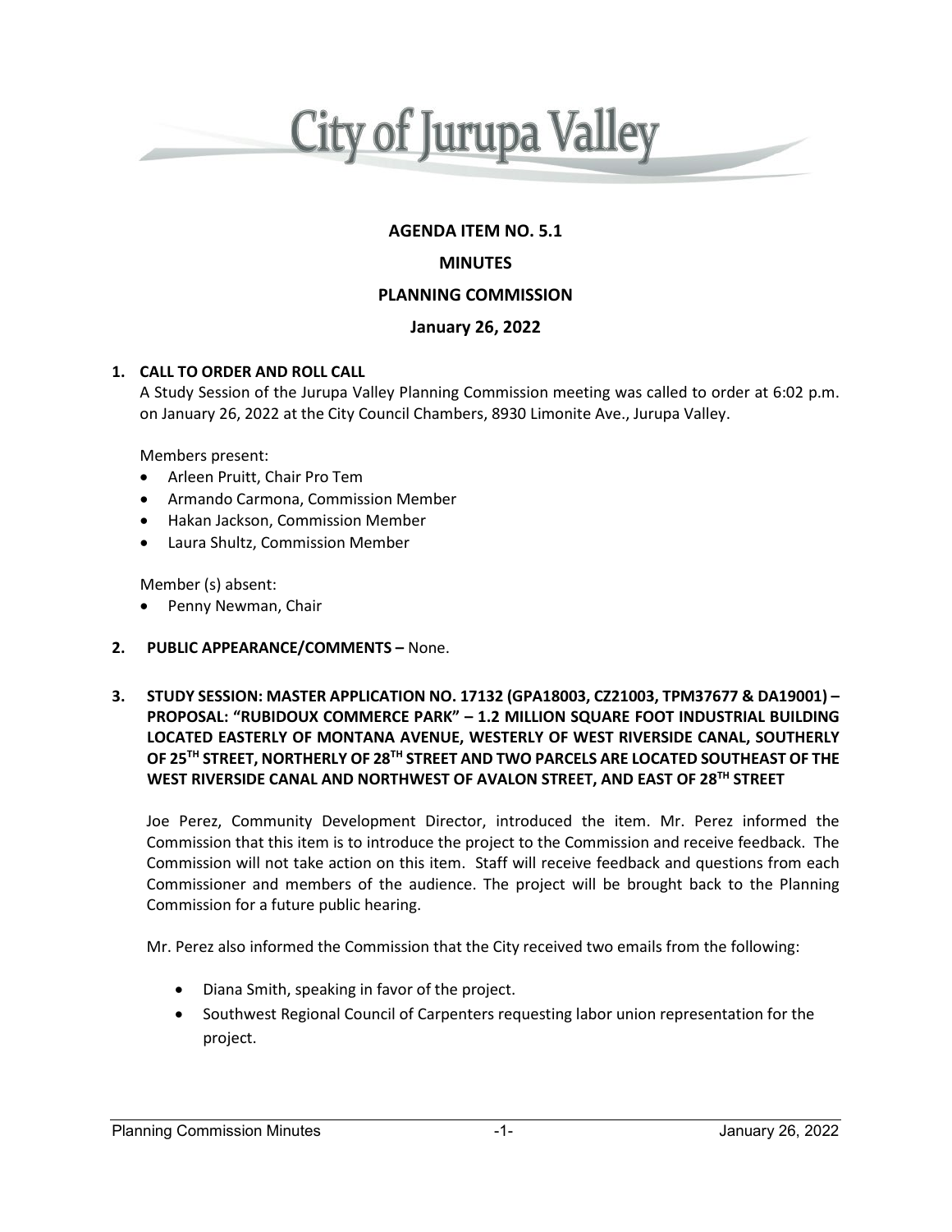# City of Jurupa Valley

**AGENDA ITEM NO. 5.1**

**MINUTES**

**PLANNING COMMISSION**

**January 26, 2022**

**1. CALL TO ORDER AND ROLL CALL**

A Study Session of the Jurupa Valley Planning Commission meeting was called to order at 6:02 p.m. on January 26, 2022 at the City Council Chambers, 8930 Limonite Ave., Jurupa Valley.

Members present:

- Arleen Pruitt, Chair Pro Tem
- Armando Carmona, Commission Member
- Hakan Jackson, Commission Member
- Laura Shultz, Commission Member

Member (s) absent:

- Penny Newman, Chair

**2. PUBLIC APPEARANCE/COMMENTS –** None.

**3. STUDY SESSION: MASTER APPLICATION NO. 17132 (GPA18003, CZ21003, TPM37677 & DA19001) – PROPOSAL: "RUBIDOUX COMMERCE PARK" – 1.2 MILLION SQUARE FOOT INDUSTRIAL BUILDING LOCATED EASTERLY OF MONTANA AVENUE, WESTERLY OF WEST RIVERSIDE CANAL, SOUTHERLY OF 25TH STREET, NORTHERLY OF 28TH STREET AND TWO PARCELS ARE LOCATED SOUTHEAST OF THE WEST RIVERSIDE CANAL AND NORTHWEST OF AVALON STREET, AND EAST OF 28TH STREET**

Joe Perez, Community Development Director, introduced the item. Mr. Perez informed the Commission that this item is to introduce the project to the Commission and receive feedback. The Commission will not take action on this item. Staff will receive feedback and questions from each Commissioner and members of the audience. The project will be brought back to the Planning Commission for a future public hearing.

Mr. Perez also informed the Commission that the City received two emails from the following:

- Diana Smith, speaking in favor of the project.
- Southwest Regional Council of Carpenters requesting labor union representation for the project.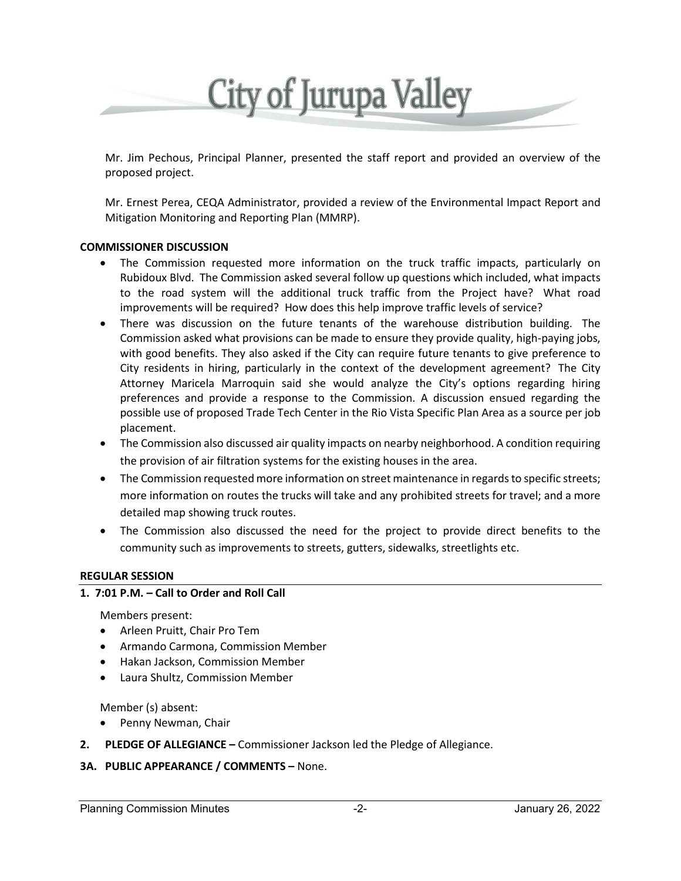Mr. Jim Pechous, Principal Planner, presented the staff report and provided an overview of the proposed project.

Mr. Ernest Perea, CEQA Administrator, provided a review of the Environmental Impact Report and Mitigation Monitoring and Reporting Plan (MMRP).

**COMMISSIONER DISCUSSION**

- The Commission requested more information on the truck traffic impacts, particularly on Rubidoux Blvd. The Commission asked several follow up questions which included, what impacts to the road system will the additional truck traffic from the Project have? What road improvements will be required? How does this help improve traffic levels of service?
- There was discussion on the future tenants of the warehouse distribution building. The Commission asked what provisions can be made to ensure they provide quality, high-paying jobs, with good benefits. They also asked if the City can require future tenants to give preference to City residents in hiring, particularly in the context of the development agreement? The City Attorney Maricela Marroquin said she would analyze the City's options regarding hiring preferences and provide a response to the Commission. A discussion ensued regarding the possible use of proposed Trade Tech Center in the Rio Vista Specific Plan Area as a source per job placement.
- The Commission also discussed air quality impacts on nearby neighborhood. A condition requiring the provision of air filtration systems for the existing houses in the area.
- The Commission requested more information on street maintenance in regards to specific streets; more information on routes the trucks will take and any prohibited streets for travel; and a more detailed map showing truck routes.
- The Commission also discussed the need for the project to provide direct benefits to the community such as improvements to streets, gutters, sidewalks, streetlights etc.

**REGULAR SESSION**

**1. 7:01 P.M. – Call to Order and Roll Call**

Members present:

- Arleen Pruitt, Chair Pro Tem
- Armando Carmona, Commission Member
- Hakan Jackson, Commission Member
- Laura Shultz, Commission Member

Member (s) absent:

- Penny Newman, Chair

**2. PLEDGE OF ALLEGIANCE –** Commissioner Jackson led the Pledge of Allegiance.

**3A. PUBLIC APPEARANCE / COMMENTS –** None.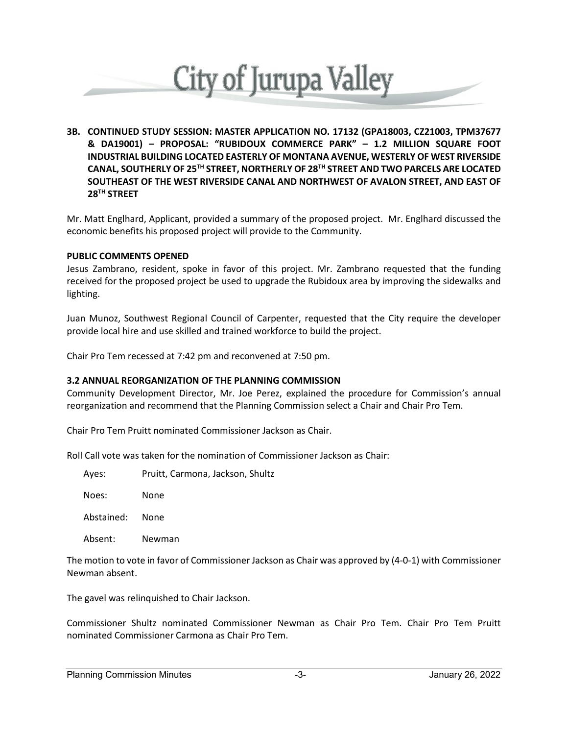**3B. CONTINUED STUDY SESSION: MASTER APPLICATION NO. 17132 (GPA18003, CZ21003, TPM37677 & DA19001) – PROPOSAL: "RUBIDOUX COMMERCE PARK" – 1.2 MILLION SQUARE FOOT INDUSTRIAL BUILDING LOCATED EASTERLY OF MONTANA AVENUE, WESTERLY OF WEST RIVERSIDE CANAL, SOUTHERLY OF 25TH STREET, NORTHERLY OF 28TH STREET AND TWO PARCELS ARE LOCATED SOUTHEAST OF THE WEST RIVERSIDE CANAL AND NORTHWEST OF AVALON STREET, AND EAST OF 28TH STREET**

Mr. Matt Englhard, Applicant, provided a summary of the proposed project. Mr. Englhard discussed the economic benefits his proposed project will provide to the Community.

**PUBLIC COMMENTS OPENED**

Jesus Zambrano, resident, spoke in favor of this project. Mr. Zambrano requested that the funding received for the proposed project be used to upgrade the Rubidoux area by improving the sidewalks and lighting.

Juan Munoz, Southwest Regional Council of Carpenter, requested that the City require the developer provide local hire and use skilled and trained workforce to build the project.

Chair Pro Tem recessed at 7:42 pm and reconvened at 7:50 pm.

**3.2 ANNUAL REORGANIZATION OF THE PLANNING COMMISSION**

Community Development Director, Mr. Joe Perez, explained the procedure for Commission's annual reorganization and recommend that the Planning Commission select a Chair and Chair Pro Tem.

Chair Pro Tem Pruitt nominated Commissioner Jackson as Chair.

Roll Call vote was taken for the nomination of Commissioner Jackson as Chair:

Ayes: Pruitt, Carmona, Jackson, Shultz

Noes: None

Abstained: None

Absent: Newman

The motion to vote in favor of Commissioner Jackson as Chair was approved by (4-0-1) with Commissioner Newman absent.

The gavel was relinquished to Chair Jackson.

Commissioner Shultz nominated Commissioner Newman as Chair Pro Tem. Chair Pro Tem Pruitt nominated Commissioner Carmona as Chair Pro Tem.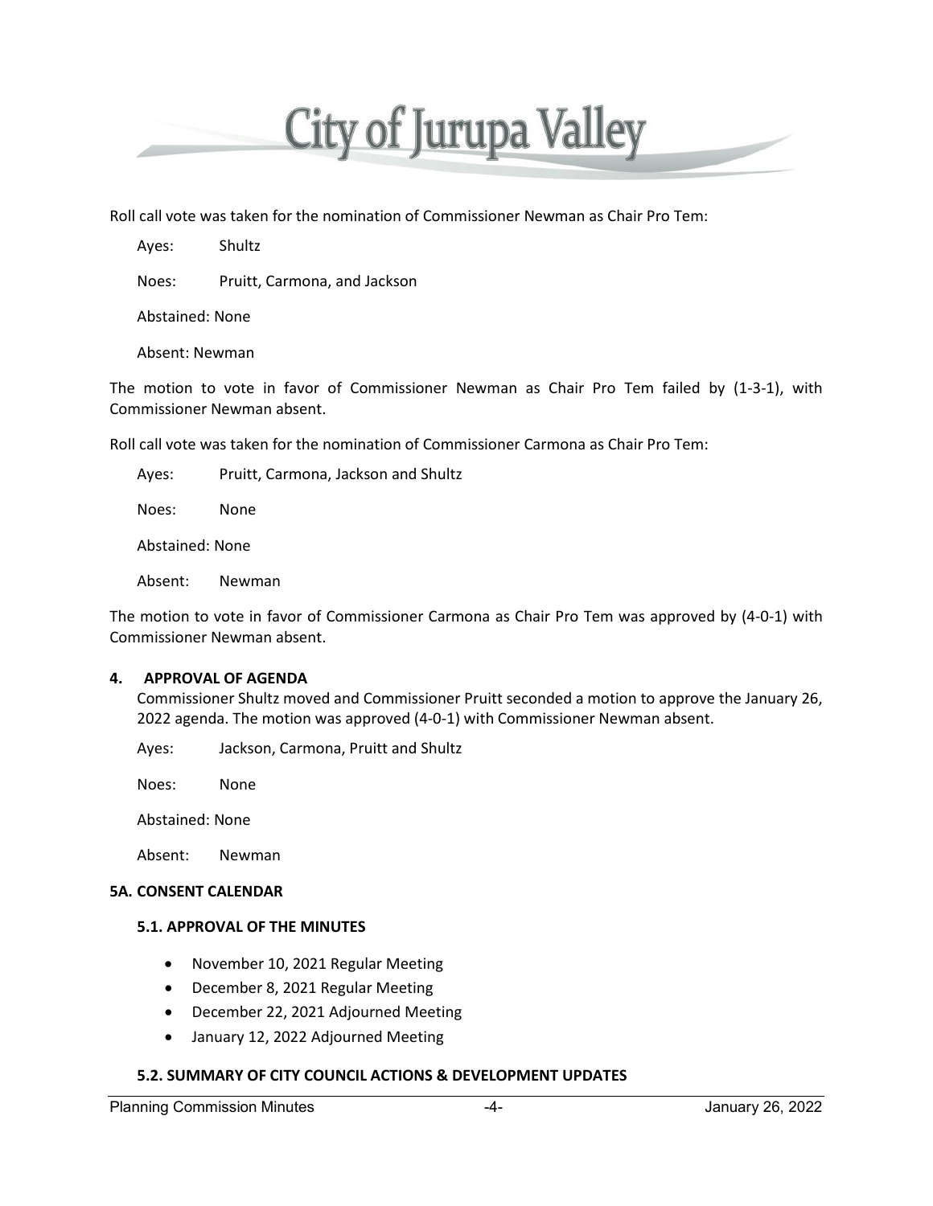Roll call vote was taken for the nomination of Commissioner Newman as Chair Pro Tem:

Ayes: Shultz

Noes: Pruitt, Carmona, and Jackson

Abstained: None

Absent: Newman

The motion to vote in favor of Commissioner Newman as Chair Pro Tem failed by (1-3-1), with Commissioner Newman absent.

Roll call vote was taken for the nomination of Commissioner Carmona as Chair Pro Tem:

Ayes: Pruitt, Carmona, Jackson and Shultz

Noes: None

Abstained: None

Absent: Newman

The motion to vote in favor of Commissioner Carmona as Chair Pro Tem was approved by (4-0-1) with Commissioner Newman absent.

**4. APPROVAL OF AGENDA**

Commissioner Shultz moved and Commissioner Pruitt seconded a motion to approve the January 26, 2022 agenda. The motion was approved (4-0-1) with Commissioner Newman absent.

Ayes: Jackson, Carmona, Pruitt and Shultz

Noes: None

Abstained: None

Absent: Newman

**5A. CONSENT CALENDAR**

**5.1. APPROVAL OF THE MINUTES**

- November 10, 2021 Regular Meeting
- December 8, 2021 Regular Meeting
- December 22, 2021 Adjourned Meeting
- January 12, 2022 Adjourned Meeting

**5.2. SUMMARY OF CITY COUNCIL ACTIONS & DEVELOPMENT UPDATES**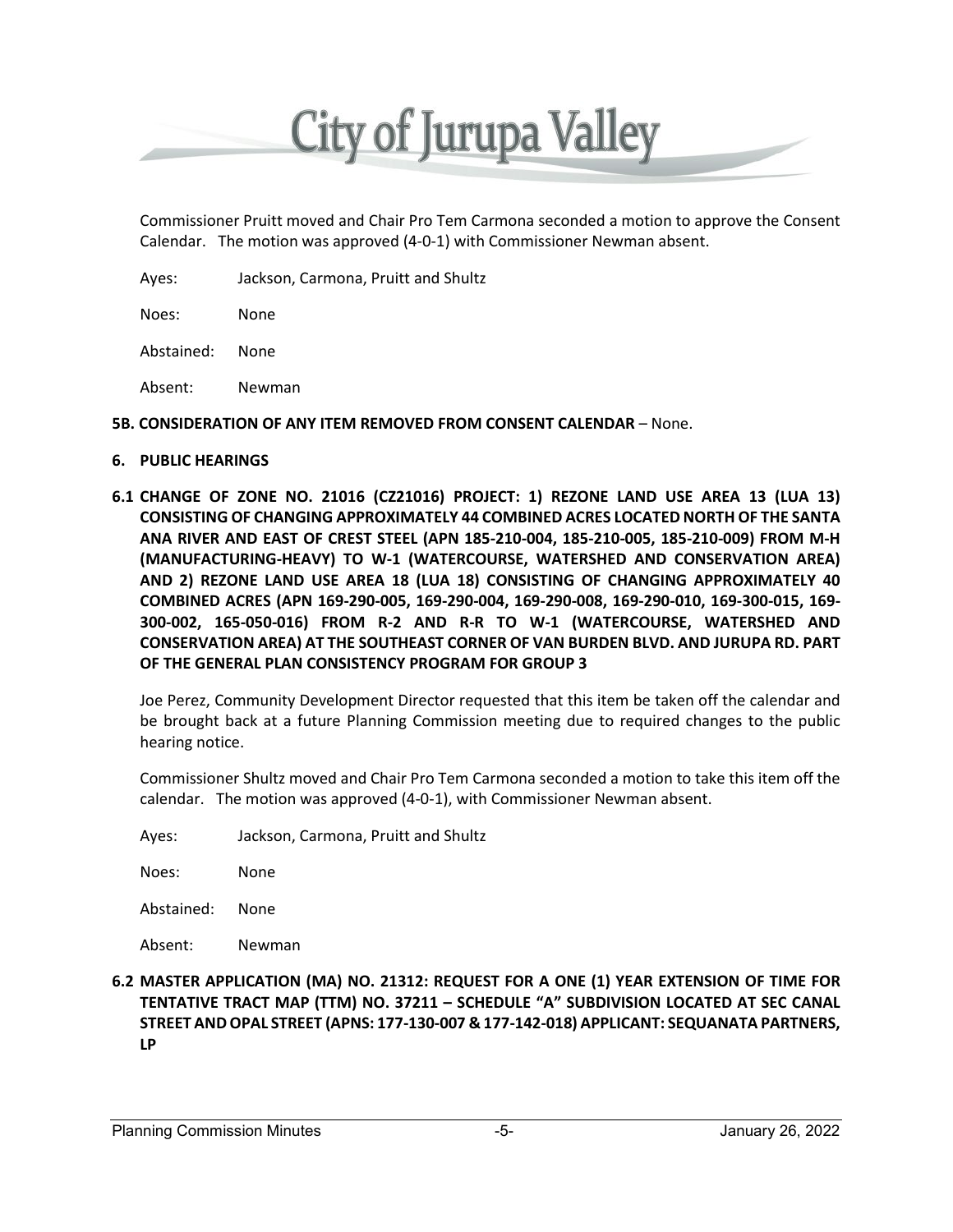Commissioner Pruitt moved and Chair Pro Tem Carmona seconded a motion to approve the Consent Calendar. The motion was approved (4-0-1) with Commissioner Newman absent.

Ayes: Jackson, Carmona, Pruitt and Shultz

Noes: None

Abstained: None

Absent: Newman

**5B. CONSIDERATION OF ANY ITEM REMOVED FROM CONSENT CALENDAR** – None.

**6. PUBLIC HEARINGS**

**6.1 CHANGE OF ZONE NO. 21016 (CZ21016) PROJECT: 1) REZONE LAND USE AREA 13 (LUA 13) CONSISTING OF CHANGING APPROXIMATELY 44 COMBINED ACRES LOCATED NORTH OF THE SANTA ANA RIVER AND EAST OF CREST STEEL (APN 185-210-004, 185-210-005, 185-210-009) FROM M-H (MANUFACTURING-HEAVY) TO W-1 (WATERCOURSE, WATERSHED AND CONSERVATION AREA) AND 2) REZONE LAND USE AREA 18 (LUA 18) CONSISTING OF CHANGING APPROXIMATELY 40 COMBINED ACRES (APN 169-290-005, 169-290-004, 169-290-008, 169-290-010, 169-300-015, 169-300-002, 165-050-016) FROM R-2 AND R-R TO W-1 (WATERCOURSE, WATERSHED AND CONSERVATION AREA) AT THE SOUTHEAST CORNER OF VAN BURDEN BLVD. AND JURUPA RD. PART OF THE GENERAL PLAN CONSISTENCY PROGRAM FOR GROUP 3**

Joe Perez, Community Development Director requested that this item be taken off the calendar and be brought back at a future Planning Commission meeting due to required changes to the public hearing notice.

Commissioner Shultz moved and Chair Pro Tem Carmona seconded a motion to take this item off the calendar. The motion was approved (4-0-1), with Commissioner Newman absent.

Ayes: Jackson, Carmona, Pruitt and Shultz

Noes: None

Abstained: None

Absent: Newman

**6.2 MASTER APPLICATION (MA) NO. 21312: REQUEST FOR A ONE (1) YEAR EXTENSION OF TIME FOR TENTATIVE TRACT MAP (TTM) NO. 37211 – SCHEDULE "A" SUBDIVISION LOCATED AT SEC CANAL STREET AND OPAL STREET (APNS: 177-130-007 & 177-142-018) APPLICANT: SEQUANATA PARTNERS, LP**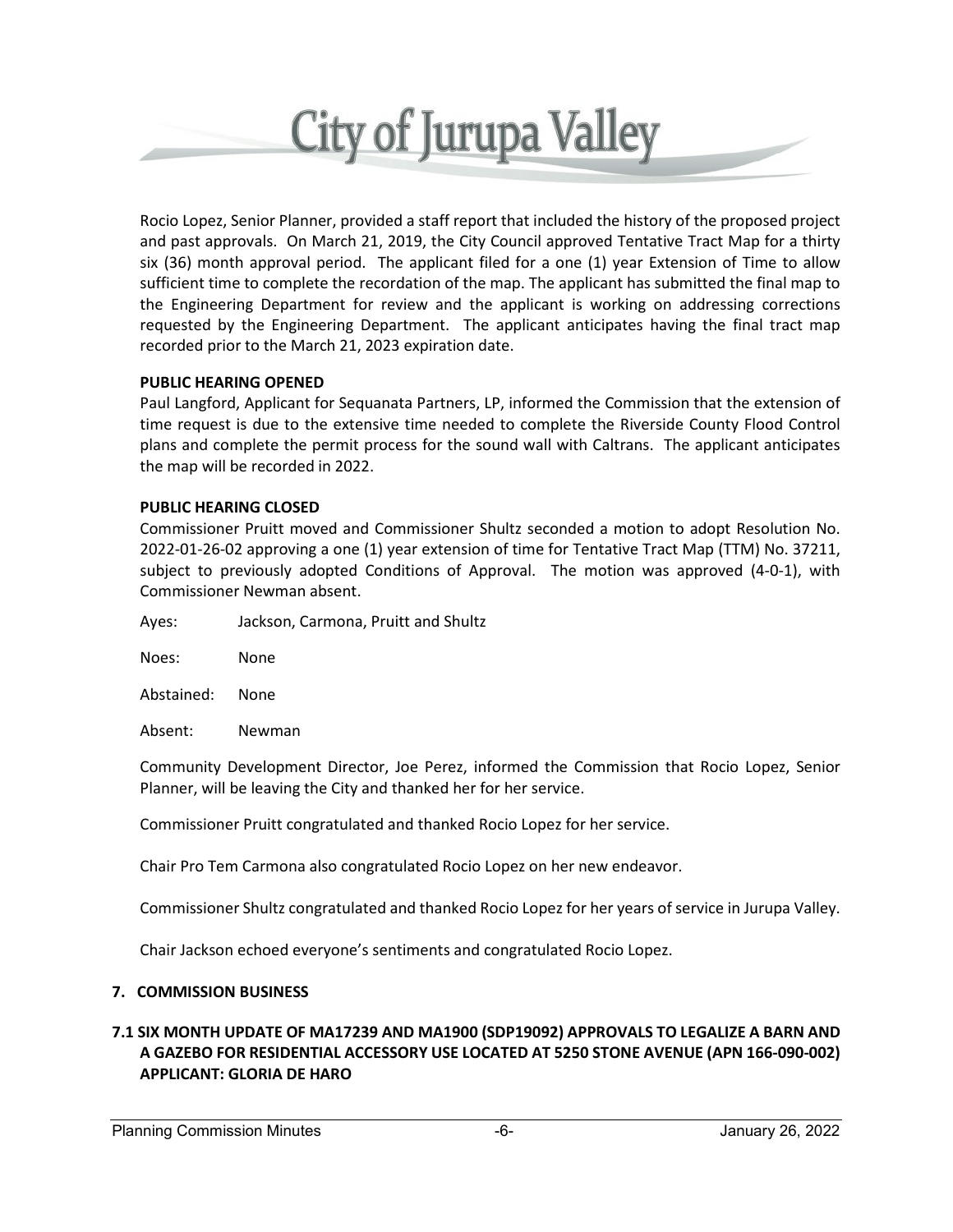Rocio Lopez, Senior Planner, provided a staff report that included the history of the proposed project and past approvals. On March 21, 2019, the City Council approved Tentative Tract Map for a thirty six (36) month approval period. The applicant filed for a one (1) year Extension of Time to allow sufficient time to complete the recordation of the map. The applicant has submitted the final map to the Engineering Department for review and the applicant is working on addressing corrections requested by the Engineering Department. The applicant anticipates having the final tract map recorded prior to the March 21, 2023 expiration date.

**PUBLIC HEARING OPENED**

Paul Langford, Applicant for Sequanata Partners, LP, informed the Commission that the extension of time request is due to the extensive time needed to complete the Riverside County Flood Control plans and complete the permit process for the sound wall with Caltrans. The applicant anticipates the map will be recorded in 2022.

**PUBLIC HEARING CLOSED**

Commissioner Pruitt moved and Commissioner Shultz seconded a motion to adopt Resolution No. 2022-01-26-02 approving a one (1) year extension of time for Tentative Tract Map (TTM) No. 37211, subject to previously adopted Conditions of Approval. The motion was approved (4-0-1), with Commissioner Newman absent.

Ayes: Jackson, Carmona, Pruitt and Shultz

Noes: None

Abstained: None

Absent: Newman

Community Development Director, Joe Perez, informed the Commission that Rocio Lopez, Senior Planner, will be leaving the City and thanked her for her service.

Commissioner Pruitt congratulated and thanked Rocio Lopez for her service.

Chair Pro Tem Carmona also congratulated Rocio Lopez on her new endeavor.

Commissioner Shultz congratulated and thanked Rocio Lopez for her years of service in Jurupa Valley.

Chair Jackson echoed everyone's sentiments and congratulated Rocio Lopez.

## 7. COMMISSION BUSINESS

### 7.1 SIX MONTH UPDATE OF MA17239 AND MA1900 (SDP19092) APPROVALS TO LEGALIZE A BARN AND A GAZEBO FOR RESIDENTIAL ACCESSORY USE LOCATED AT 5250 STONE AVENUE (APN 166-090-002) APPLICANT: GLORIA DE HARO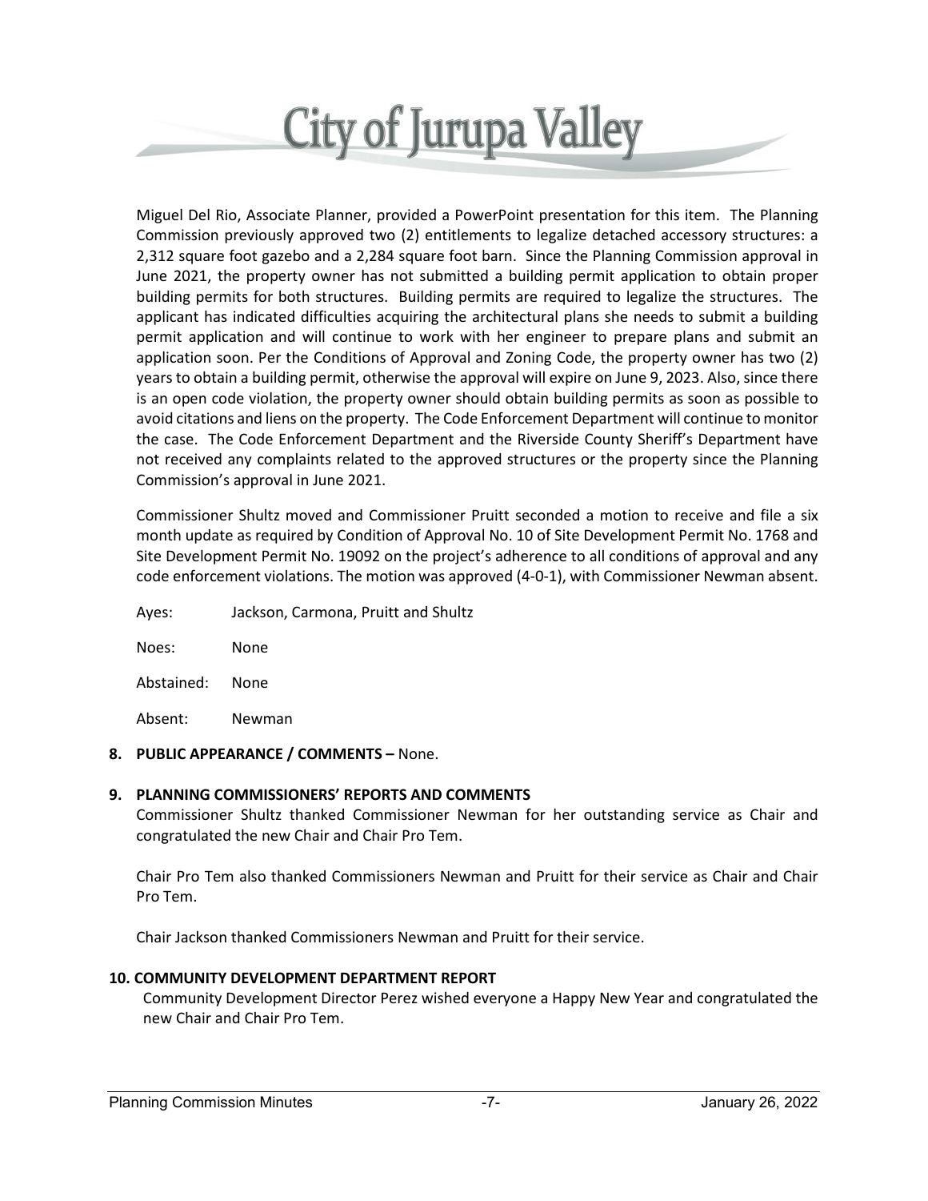Miguel Del Rio, Associate Planner, provided a PowerPoint presentation for this item. The Planning Commission previously approved two (2) entitlements to legalize detached accessory structures: a 2,312 square foot gazebo and a 2,284 square foot barn. Since the Planning Commission approval in June 2021, the property owner has not submitted a building permit application to obtain proper building permits for both structures. Building permits are required to legalize the structures. The applicant has indicated difficulties acquiring the architectural plans she needs to submit a building permit application and will continue to work with her engineer to prepare plans and submit an application soon. Per the Conditions of Approval and Zoning Code, the property owner has two (2) years to obtain a building permit, otherwise the approval will expire on June 9, 2023. Also, since there is an open code violation, the property owner should obtain building permits as soon as possible to avoid citations and liens on the property. The Code Enforcement Department will continue to monitor the case. The Code Enforcement Department and the Riverside County Sheriff's Department have not received any complaints related to the approved structures or the property since the Planning Commission's approval in June 2021.

Commissioner Shultz moved and Commissioner Pruitt seconded a motion to receive and file a six month update as required by Condition of Approval No. 10 of Site Development Permit No. 1768 and Site Development Permit No. 19092 on the project's adherence to all conditions of approval and any code enforcement violations. The motion was approved (4-0-1), with Commissioner Newman absent.

Ayes: Jackson, Carmona, Pruitt and Shultz

Noes: None

Abstained: None

Absent: Newman

**8. PUBLIC APPEARANCE / COMMENTS –** None.

**9. PLANNING COMMISSIONERS' REPORTS AND COMMENTS**

Commissioner Shultz thanked Commissioner Newman for her outstanding service as Chair and congratulated the new Chair and Chair Pro Tem.

Chair Pro Tem also thanked Commissioners Newman and Pruitt for their service as Chair and Chair Pro Tem.

Chair Jackson thanked Commissioners Newman and Pruitt for their service.

**10. COMMUNITY DEVELOPMENT DEPARTMENT REPORT**

Community Development Director Perez wished everyone a Happy New Year and congratulated the new Chair and Chair Pro Tem.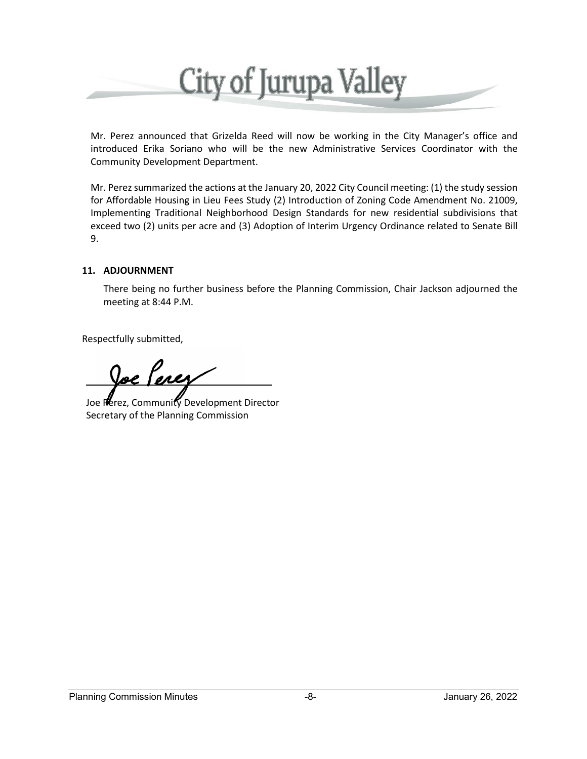Mr. Perez announced that Grizelda Reed will now be working in the City Manager's office and introduced Erika Soriano who will be the new Administrative Services Coordinator with the Community Development Department.

Mr. Perez summarized the actions at the January 20, 2022 City Council meeting: (1) the study session for Affordable Housing in Lieu Fees Study (2) Introduction of Zoning Code Amendment No. 21009, Implementing Traditional Neighborhood Design Standards for new residential subdivisions that exceed two (2) units per acre and (3) Adoption of Interim Urgency Ordinance related to Senate Bill 9.

**11. ADJOURNMENT**

There being no further business before the Planning Commission, Chair Jackson adjourned the meeting at 8:44 P.M.

Respectfully submitted,

Joe Perez, Community Development Director
Secretary of the Planning Commission